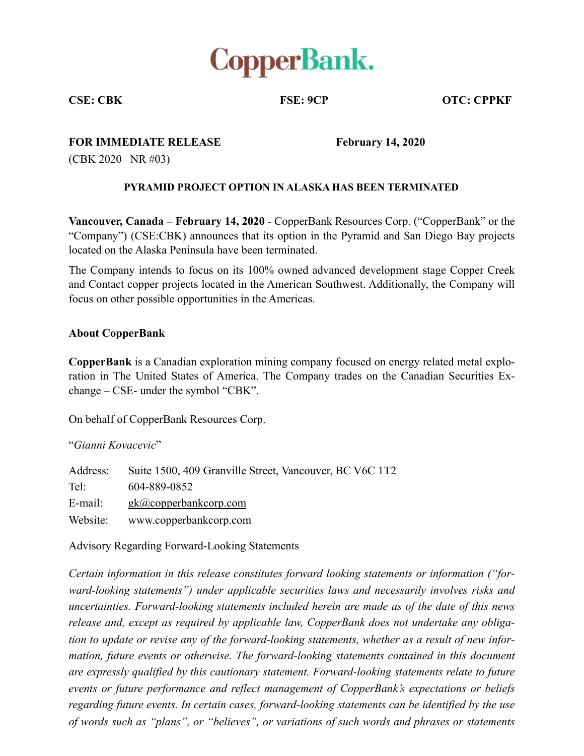# CopperBank.

**CSE: CBK** **FSE: 9CP** **OTC: CPPKF**

**FOR IMMEDIATE RELEASE** **February 14, 2020**

(CBK 2020– NR #03)

**PYRAMID PROJECT OPTION IN ALASKA HAS BEEN TERMINATED**

**Vancouver, Canada – February 14, 2020** - CopperBank Resources Corp. ("CopperBank" or the "Company") (CSE:CBK) announces that its option in the Pyramid and San Diego Bay projects located on the Alaska Peninsula have been terminated.

The Company intends to focus on its 100% owned advanced development stage Copper Creek and Contact copper projects located in the American Southwest. Additionally, the Company will focus on other possible opportunities in the Americas.

## About CopperBank

**CopperBank** is a Canadian exploration mining company focused on energy related metal exploration in The United States of America. The Company trades on the Canadian Securities Exchange – CSE- under the symbol "CBK".

On behalf of CopperBank Resources Corp.

"*Gianni Kovacevic*"

| | |
|---|---|
| Address: | Suite 1500, 409 Granville Street, Vancouver, BC V6C 1T2 |
| Tel: | 604-889-0852 |
| E-mail: | gk@copperbankcorp.com |
| Website: | www.copperbankcorp.com |

Advisory Regarding Forward-Looking Statements

*Certain information in this release constitutes forward looking statements or information ("forward-looking statements") under applicable securities laws and necessarily involves risks and uncertainties. Forward-looking statements included herein are made as of the date of this news release and, except as required by applicable law, CopperBank does not undertake any obligation to update or revise any of the forward-looking statements, whether as a result of new information, future events or otherwise. The forward-looking statements contained in this document are expressly qualified by this cautionary statement. Forward-looking statements relate to future events or future performance and reflect management of CopperBank's expectations or beliefs regarding future events. In certain cases, forward-looking statements can be identified by the use of words such as "plans", or "believes", or variations of such words and phrases or statements*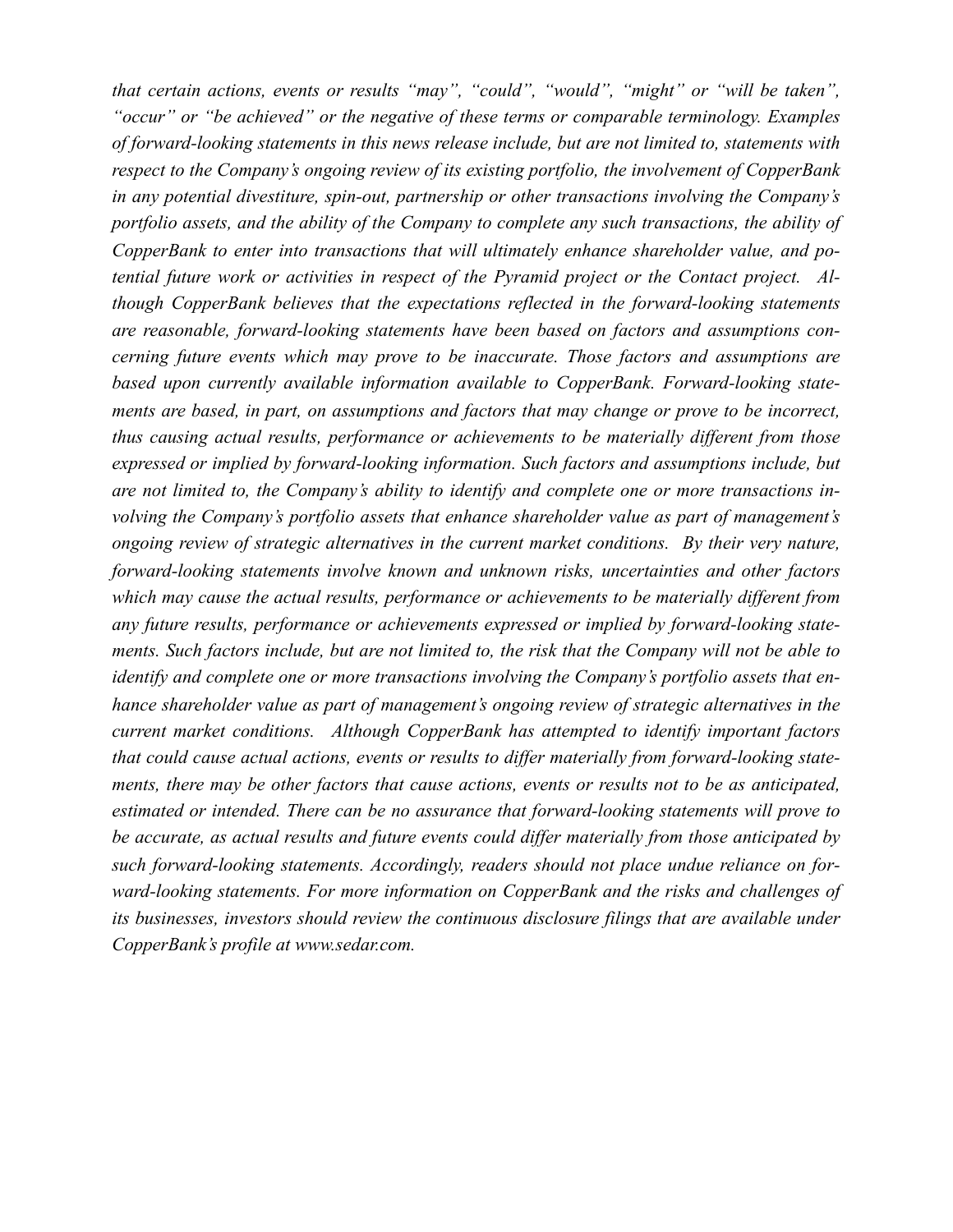*that certain actions, events or results "may", "could", "would", "might" or "will be taken", "occur" or "be achieved" or the negative of these terms or comparable terminology. Examples of forward-looking statements in this news release include, but are not limited to, statements with respect to the Company's ongoing review of its existing portfolio, the involvement of CopperBank in any potential divestiture, spin-out, partnership or other transactions involving the Company's portfolio assets, and the ability of the Company to complete any such transactions, the ability of CopperBank to enter into transactions that will ultimately enhance shareholder value, and potential future work or activities in respect of the Pyramid project or the Contact project. Although CopperBank believes that the expectations reflected in the forward-looking statements are reasonable, forward-looking statements have been based on factors and assumptions concerning future events which may prove to be inaccurate. Those factors and assumptions are based upon currently available information available to CopperBank. Forward-looking statements are based, in part, on assumptions and factors that may change or prove to be incorrect, thus causing actual results, performance or achievements to be materially different from those expressed or implied by forward-looking information. Such factors and assumptions include, but are not limited to, the Company's ability to identify and complete one or more transactions involving the Company's portfolio assets that enhance shareholder value as part of management's ongoing review of strategic alternatives in the current market conditions. By their very nature, forward-looking statements involve known and unknown risks, uncertainties and other factors which may cause the actual results, performance or achievements to be materially different from any future results, performance or achievements expressed or implied by forward-looking statements. Such factors include, but are not limited to, the risk that the Company will not be able to identify and complete one or more transactions involving the Company's portfolio assets that enhance shareholder value as part of management's ongoing review of strategic alternatives in the current market conditions. Although CopperBank has attempted to identify important factors that could cause actual actions, events or results to differ materially from forward-looking statements, there may be other factors that cause actions, events or results not to be as anticipated, estimated or intended. There can be no assurance that forward-looking statements will prove to be accurate, as actual results and future events could differ materially from those anticipated by such forward-looking statements. Accordingly, readers should not place undue reliance on forward-looking statements. For more information on CopperBank and the risks and challenges of its businesses, investors should review the continuous disclosure filings that are available under CopperBank's profile at www.sedar.com.*